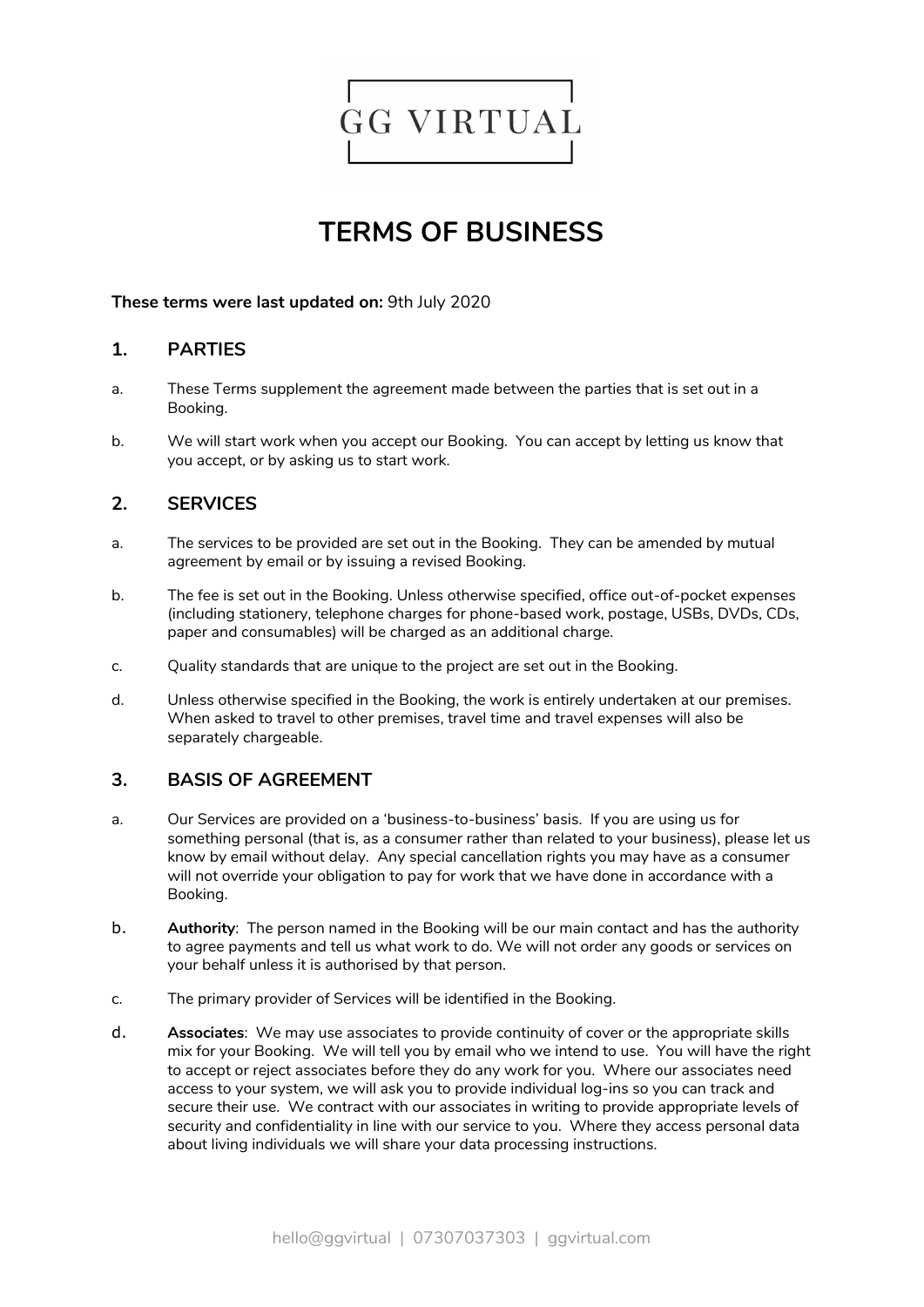GG VIRTUAL

# TERMS OF BUSINESS

**These terms were last updated on:** 9th July 2020

## 1. PARTIES

a. These Terms supplement the agreement made between the parties that is set out in a Booking.

b. We will start work when you accept our Booking. You can accept by letting us know that you accept, or by asking us to start work.

## 2. SERVICES

a. The services to be provided are set out in the Booking. They can be amended by mutual agreement by email or by issuing a revised Booking.

b. The fee is set out in the Booking. Unless otherwise specified, office out-of-pocket expenses (including stationery, telephone charges for phone-based work, postage, USBs, DVDs, CDs, paper and consumables) will be charged as an additional charge.

c. Quality standards that are unique to the project are set out in the Booking.

d. Unless otherwise specified in the Booking, the work is entirely undertaken at our premises. When asked to travel to other premises, travel time and travel expenses will also be separately chargeable.

## 3. BASIS OF AGREEMENT

a. Our Services are provided on a 'business-to-business' basis. If you are using us for something personal (that is, as a consumer rather than related to your business), please let us know by email without delay. Any special cancellation rights you may have as a consumer will not override your obligation to pay for work that we have done in accordance with a Booking.

b. **Authority**: The person named in the Booking will be our main contact and has the authority to agree payments and tell us what work to do. We will not order any goods or services on your behalf unless it is authorised by that person.

c. The primary provider of Services will be identified in the Booking.

d. **Associates**: We may use associates to provide continuity of cover or the appropriate skills mix for your Booking. We will tell you by email who we intend to use. You will have the right to accept or reject associates before they do any work for you. Where our associates need access to your system, we will ask you to provide individual log-ins so you can track and secure their use. We contract with our associates in writing to provide appropriate levels of security and confidentiality in line with our service to you. Where they access personal data about living individuals we will share your data processing instructions.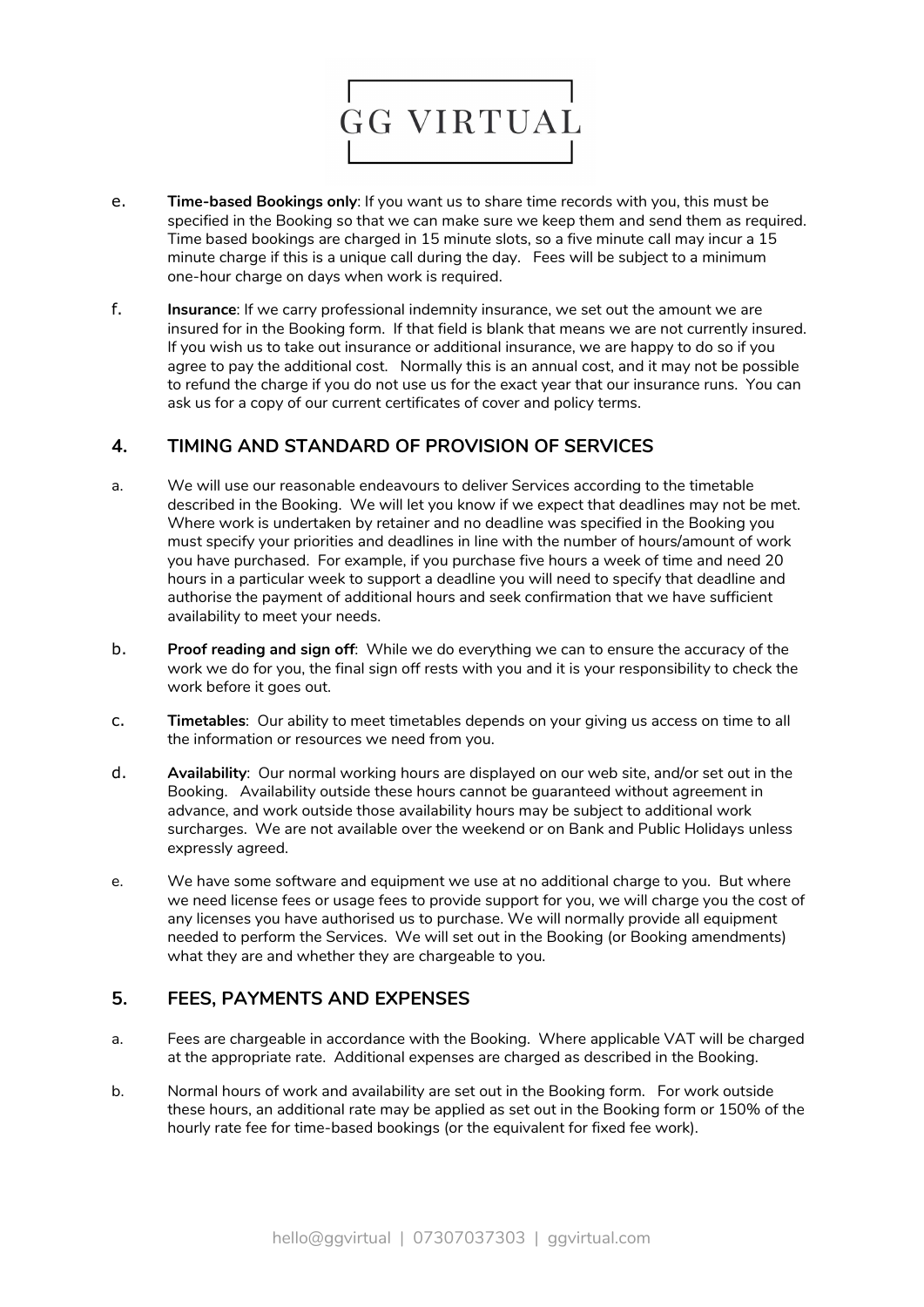e. **Time-based Bookings only**: If you want us to share time records with you, this must be specified in the Booking so that we can make sure we keep them and send them as required. Time based bookings are charged in 15 minute slots, so a five minute call may incur a 15 minute charge if this is a unique call during the day. Fees will be subject to a minimum one-hour charge on days when work is required.

f. **Insurance**: If we carry professional indemnity insurance, we set out the amount we are insured for in the Booking form. If that field is blank that means we are not currently insured. If you wish us to take out insurance or additional insurance, we are happy to do so if you agree to pay the additional cost. Normally this is an annual cost, and it may not be possible to refund the charge if you do not use us for the exact year that our insurance runs. You can ask us for a copy of our current certificates of cover and policy terms.

## 4. TIMING AND STANDARD OF PROVISION OF SERVICES

a. We will use our reasonable endeavours to deliver Services according to the timetable described in the Booking. We will let you know if we expect that deadlines may not be met. Where work is undertaken by retainer and no deadline was specified in the Booking you must specify your priorities and deadlines in line with the number of hours/amount of work you have purchased. For example, if you purchase five hours a week of time and need 20 hours in a particular week to support a deadline you will need to specify that deadline and authorise the payment of additional hours and seek confirmation that we have sufficient availability to meet your needs.

b. **Proof reading and sign off**: While we do everything we can to ensure the accuracy of the work we do for you, the final sign off rests with you and it is your responsibility to check the work before it goes out.

c. **Timetables**: Our ability to meet timetables depends on your giving us access on time to all the information or resources we need from you.

d. **Availability**: Our normal working hours are displayed on our web site, and/or set out in the Booking. Availability outside these hours cannot be guaranteed without agreement in advance, and work outside those availability hours may be subject to additional work surcharges. We are not available over the weekend or on Bank and Public Holidays unless expressly agreed.

e. We have some software and equipment we use at no additional charge to you. But where we need license fees or usage fees to provide support for you, we will charge you the cost of any licenses you have authorised us to purchase. We will normally provide all equipment needed to perform the Services. We will set out in the Booking (or Booking amendments) what they are and whether they are chargeable to you.

## 5. FEES, PAYMENTS AND EXPENSES

a. Fees are chargeable in accordance with the Booking. Where applicable VAT will be charged at the appropriate rate. Additional expenses are charged as described in the Booking.

b. Normal hours of work and availability are set out in the Booking form. For work outside these hours, an additional rate may be applied as set out in the Booking form or 150% of the hourly rate fee for time-based bookings (or the equivalent for fixed fee work).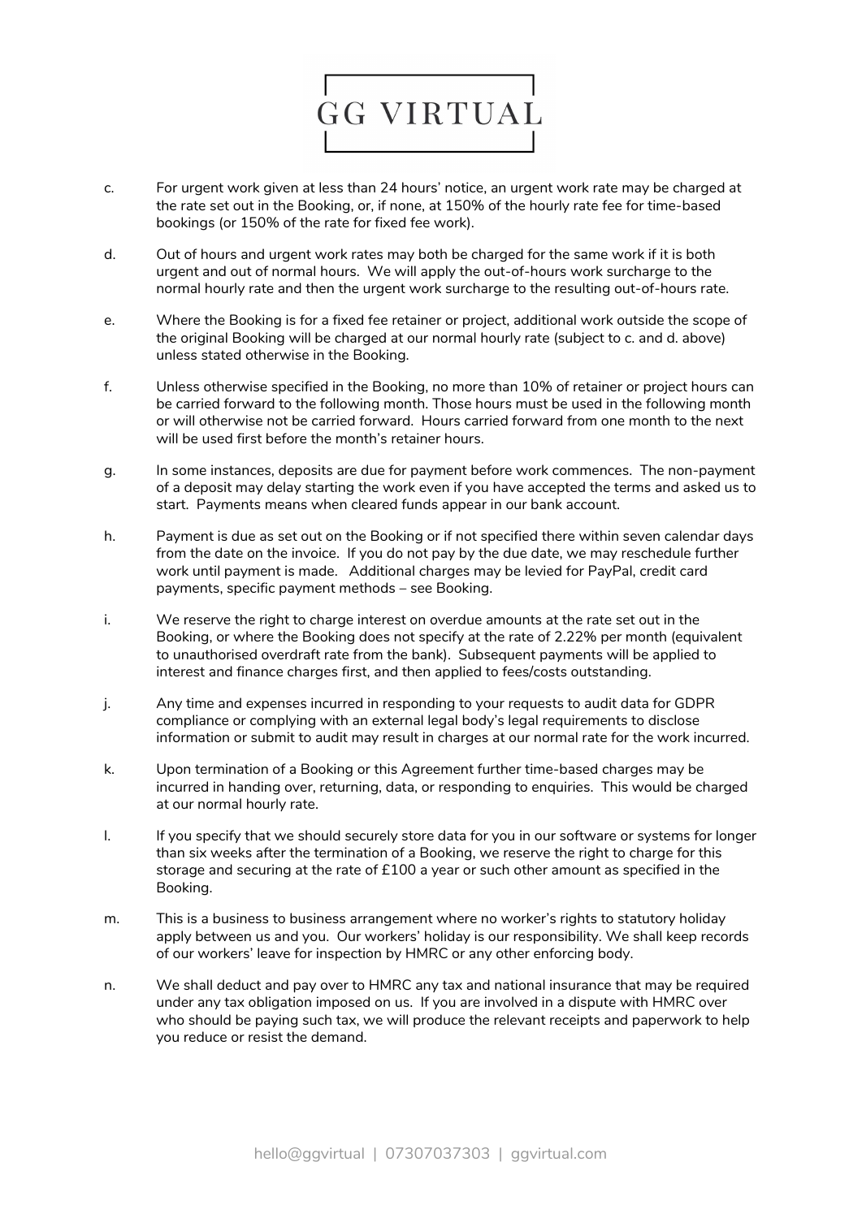c. For urgent work given at less than 24 hours' notice, an urgent work rate may be charged at the rate set out in the Booking, or, if none, at 150% of the hourly rate fee for time-based bookings (or 150% of the rate for fixed fee work).

d. Out of hours and urgent work rates may both be charged for the same work if it is both urgent and out of normal hours. We will apply the out-of-hours work surcharge to the normal hourly rate and then the urgent work surcharge to the resulting out-of-hours rate.

e. Where the Booking is for a fixed fee retainer or project, additional work outside the scope of the original Booking will be charged at our normal hourly rate (subject to c. and d. above) unless stated otherwise in the Booking.

f. Unless otherwise specified in the Booking, no more than 10% of retainer or project hours can be carried forward to the following month. Those hours must be used in the following month or will otherwise not be carried forward. Hours carried forward from one month to the next will be used first before the month's retainer hours.

g. In some instances, deposits are due for payment before work commences. The non-payment of a deposit may delay starting the work even if you have accepted the terms and asked us to start. Payments means when cleared funds appear in our bank account.

h. Payment is due as set out on the Booking or if not specified there within seven calendar days from the date on the invoice. If you do not pay by the due date, we may reschedule further work until payment is made. Additional charges may be levied for PayPal, credit card payments, specific payment methods – see Booking.

i. We reserve the right to charge interest on overdue amounts at the rate set out in the Booking, or where the Booking does not specify at the rate of 2.22% per month (equivalent to unauthorised overdraft rate from the bank). Subsequent payments will be applied to interest and finance charges first, and then applied to fees/costs outstanding.

j. Any time and expenses incurred in responding to your requests to audit data for GDPR compliance or complying with an external legal body's legal requirements to disclose information or submit to audit may result in charges at our normal rate for the work incurred.

k. Upon termination of a Booking or this Agreement further time-based charges may be incurred in handing over, returning, data, or responding to enquiries. This would be charged at our normal hourly rate.

l. If you specify that we should securely store data for you in our software or systems for longer than six weeks after the termination of a Booking, we reserve the right to charge for this storage and securing at the rate of £100 a year or such other amount as specified in the Booking.

m. This is a business to business arrangement where no worker's rights to statutory holiday apply between us and you. Our workers' holiday is our responsibility. We shall keep records of our workers' leave for inspection by HMRC or any other enforcing body.

n. We shall deduct and pay over to HMRC any tax and national insurance that may be required under any tax obligation imposed on us. If you are involved in a dispute with HMRC over who should be paying such tax, we will produce the relevant receipts and paperwork to help you reduce or resist the demand.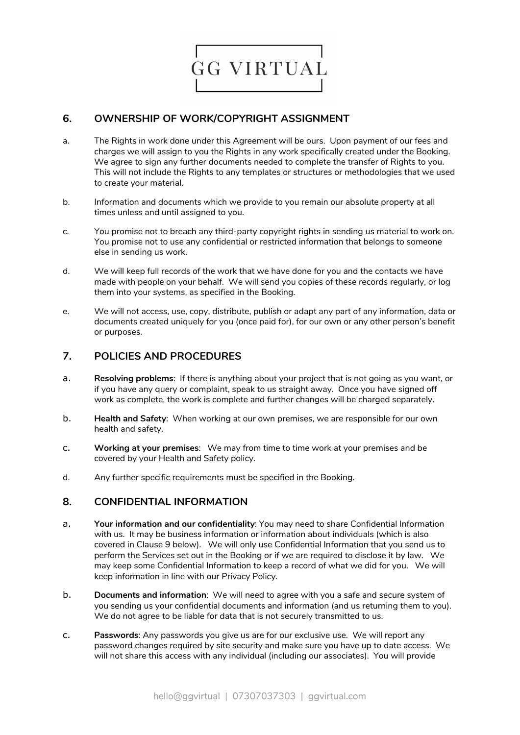## 6. OWNERSHIP OF WORK/COPYRIGHT ASSIGNMENT

a. The Rights in work done under this Agreement will be ours. Upon payment of our fees and charges we will assign to you the Rights in any work specifically created under the Booking. We agree to sign any further documents needed to complete the transfer of Rights to you. This will not include the Rights to any templates or structures or methodologies that we used to create your material.

b. Information and documents which we provide to you remain our absolute property at all times unless and until assigned to you.

c. You promise not to breach any third-party copyright rights in sending us material to work on. You promise not to use any confidential or restricted information that belongs to someone else in sending us work.

d. We will keep full records of the work that we have done for you and the contacts we have made with people on your behalf. We will send you copies of these records regularly, or log them into your systems, as specified in the Booking.

e. We will not access, use, copy, distribute, publish or adapt any part of any information, data or documents created uniquely for you (once paid for), for our own or any other person's benefit or purposes.

## 7. POLICIES AND PROCEDURES

a. **Resolving problems**: If there is anything about your project that is not going as you want, or if you have any query or complaint, speak to us straight away. Once you have signed off work as complete, the work is complete and further changes will be charged separately.

b. **Health and Safety**: When working at our own premises, we are responsible for our own health and safety.

c. **Working at your premises**: We may from time to time work at your premises and be covered by your Health and Safety policy.

d. Any further specific requirements must be specified in the Booking.

## 8. CONFIDENTIAL INFORMATION

a. **Your information and our confidentiality**: You may need to share Confidential Information with us. It may be business information or information about individuals (which is also covered in Clause 9 below). We will only use Confidential Information that you send us to perform the Services set out in the Booking or if we are required to disclose it by law. We may keep some Confidential Information to keep a record of what we did for you. We will keep information in line with our Privacy Policy.

b. **Documents and information**: We will need to agree with you a safe and secure system of you sending us your confidential documents and information (and us returning them to you). We do not agree to be liable for data that is not securely transmitted to us.

c. **Passwords**: Any passwords you give us are for our exclusive use. We will report any password changes required by site security and make sure you have up to date access. We will not share this access with any individual (including our associates). You will provide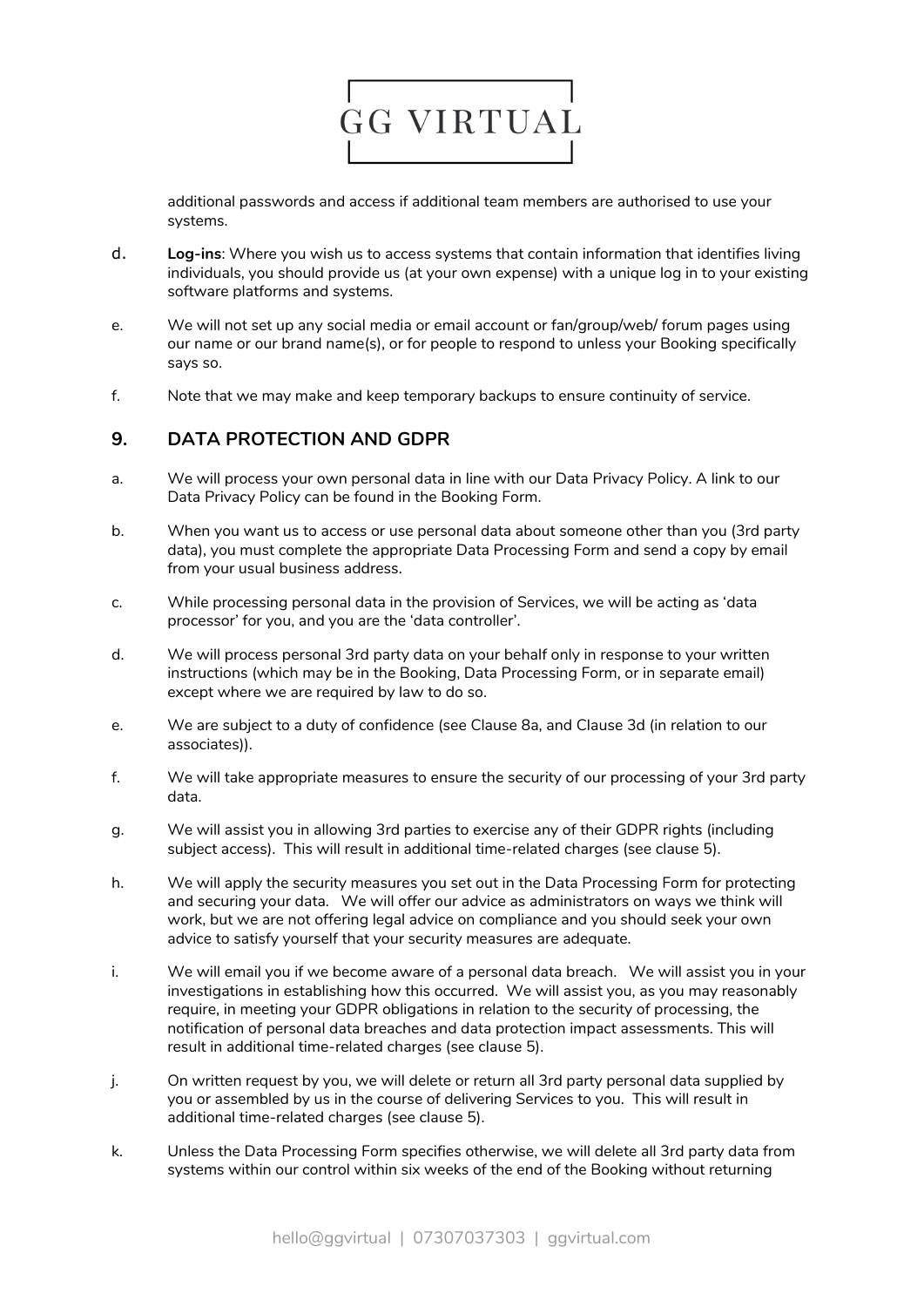additional passwords and access if additional team members are authorised to use your systems.

d. **Log-ins**: Where you wish us to access systems that contain information that identifies living individuals, you should provide us (at your own expense) with a unique log in to your existing software platforms and systems.

e. We will not set up any social media or email account or fan/group/web/ forum pages using our name or our brand name(s), or for people to respond to unless your Booking specifically says so.

f. Note that we may make and keep temporary backups to ensure continuity of service.

## 9. DATA PROTECTION AND GDPR

a. We will process your own personal data in line with our Data Privacy Policy. A link to our Data Privacy Policy can be found in the Booking Form.

b. When you want us to access or use personal data about someone other than you (3rd party data), you must complete the appropriate Data Processing Form and send a copy by email from your usual business address.

c. While processing personal data in the provision of Services, we will be acting as 'data processor' for you, and you are the 'data controller'.

d. We will process personal 3rd party data on your behalf only in response to your written instructions (which may be in the Booking, Data Processing Form, or in separate email) except where we are required by law to do so.

e. We are subject to a duty of confidence (see Clause 8a, and Clause 3d (in relation to our associates)).

f. We will take appropriate measures to ensure the security of our processing of your 3rd party data.

g. We will assist you in allowing 3rd parties to exercise any of their GDPR rights (including subject access). This will result in additional time-related charges (see clause 5).

h. We will apply the security measures you set out in the Data Processing Form for protecting and securing your data. We will offer our advice as administrators on ways we think will work, but we are not offering legal advice on compliance and you should seek your own advice to satisfy yourself that your security measures are adequate.

i. We will email you if we become aware of a personal data breach. We will assist you in your investigations in establishing how this occurred. We will assist you, as you may reasonably require, in meeting your GDPR obligations in relation to the security of processing, the notification of personal data breaches and data protection impact assessments. This will result in additional time-related charges (see clause 5).

j. On written request by you, we will delete or return all 3rd party personal data supplied by you or assembled by us in the course of delivering Services to you. This will result in additional time-related charges (see clause 5).

k. Unless the Data Processing Form specifies otherwise, we will delete all 3rd party data from systems within our control within six weeks of the end of the Booking without returning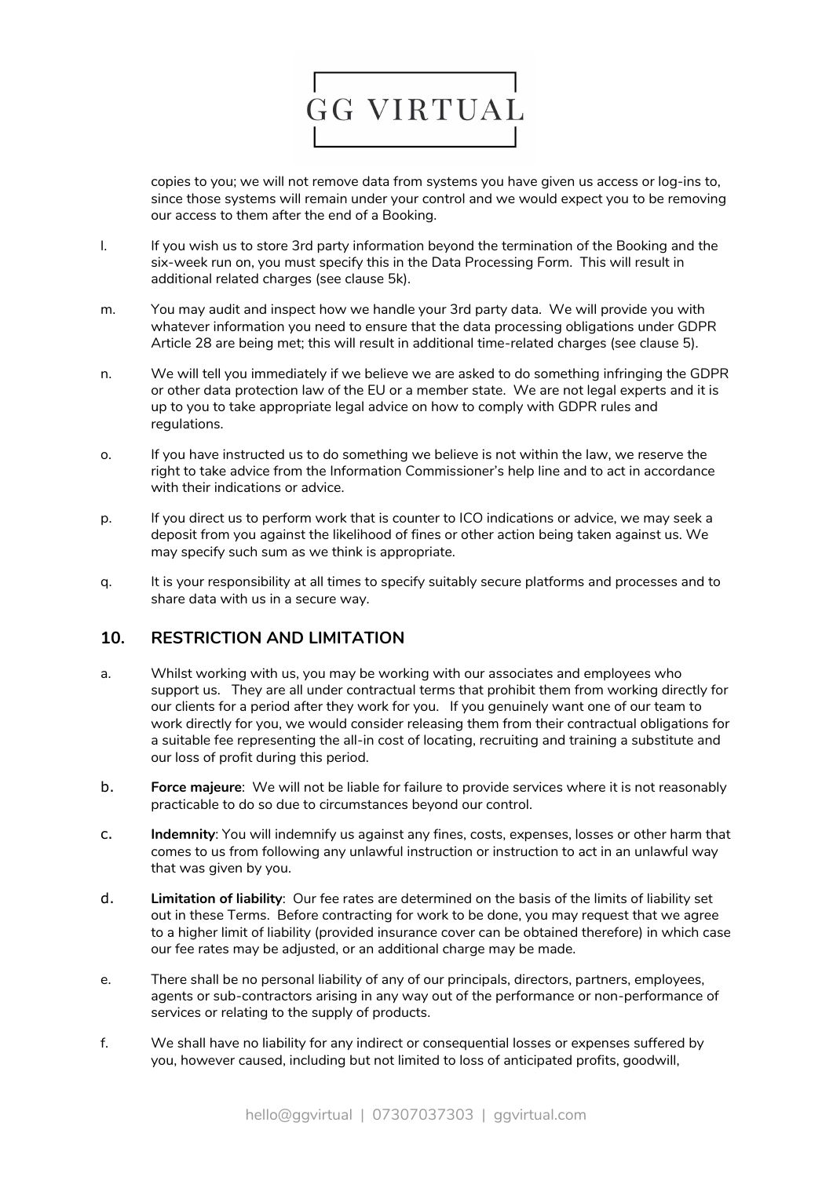copies to you; we will not remove data from systems you have given us access or log-ins to, since those systems will remain under your control and we would expect you to be removing our access to them after the end of a Booking.

l. If you wish us to store 3rd party information beyond the termination of the Booking and the six-week run on, you must specify this in the Data Processing Form. This will result in additional related charges (see clause 5k).

m. You may audit and inspect how we handle your 3rd party data. We will provide you with whatever information you need to ensure that the data processing obligations under GDPR Article 28 are being met; this will result in additional time-related charges (see clause 5).

n. We will tell you immediately if we believe we are asked to do something infringing the GDPR or other data protection law of the EU or a member state. We are not legal experts and it is up to you to take appropriate legal advice on how to comply with GDPR rules and regulations.

o. If you have instructed us to do something we believe is not within the law, we reserve the right to take advice from the Information Commissioner's help line and to act in accordance with their indications or advice.

p. If you direct us to perform work that is counter to ICO indications or advice, we may seek a deposit from you against the likelihood of fines or other action being taken against us. We may specify such sum as we think is appropriate.

q. It is your responsibility at all times to specify suitably secure platforms and processes and to share data with us in a secure way.

## 10. RESTRICTION AND LIMITATION

a. Whilst working with us, you may be working with our associates and employees who support us. They are all under contractual terms that prohibit them from working directly for our clients for a period after they work for you. If you genuinely want one of our team to work directly for you, we would consider releasing them from their contractual obligations for a suitable fee representing the all-in cost of locating, recruiting and training a substitute and our loss of profit during this period.

b. **Force majeure**: We will not be liable for failure to provide services where it is not reasonably practicable to do so due to circumstances beyond our control.

c. **Indemnity**: You will indemnify us against any fines, costs, expenses, losses or other harm that comes to us from following any unlawful instruction or instruction to act in an unlawful way that was given by you.

d. **Limitation of liability**: Our fee rates are determined on the basis of the limits of liability set out in these Terms. Before contracting for work to be done, you may request that we agree to a higher limit of liability (provided insurance cover can be obtained therefore) in which case our fee rates may be adjusted, or an additional charge may be made.

e. There shall be no personal liability of any of our principals, directors, partners, employees, agents or sub-contractors arising in any way out of the performance or non-performance of services or relating to the supply of products.

f. We shall have no liability for any indirect or consequential losses or expenses suffered by you, however caused, including but not limited to loss of anticipated profits, goodwill,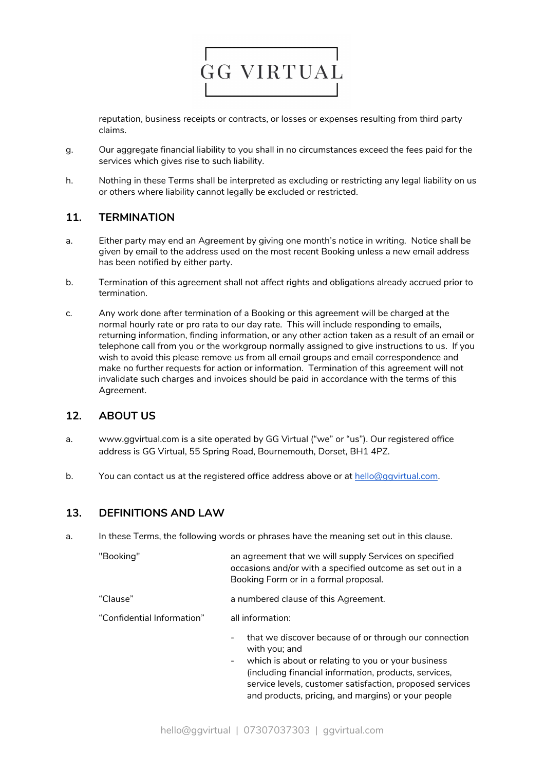reputation, business receipts or contracts, or losses or expenses resulting from third party claims.

g. Our aggregate financial liability to you shall in no circumstances exceed the fees paid for the services which gives rise to such liability.

h. Nothing in these Terms shall be interpreted as excluding or restricting any legal liability on us or others where liability cannot legally be excluded or restricted.

## 11. TERMINATION

a. Either party may end an Agreement by giving one month's notice in writing. Notice shall be given by email to the address used on the most recent Booking unless a new email address has been notified by either party.

b. Termination of this agreement shall not affect rights and obligations already accrued prior to termination.

c. Any work done after termination of a Booking or this agreement will be charged at the normal hourly rate or pro rata to our day rate. This will include responding to emails, returning information, finding information, or any other action taken as a result of an email or telephone call from you or the workgroup normally assigned to give instructions to us. If you wish to avoid this please remove us from all email groups and email correspondence and make no further requests for action or information. Termination of this agreement will not invalidate such charges and invoices should be paid in accordance with the terms of this Agreement.

## 12. ABOUT US

a. www.ggvirtual.com is a site operated by GG Virtual ("we" or "us"). Our registered office address is GG Virtual, 55 Spring Road, Bournemouth, Dorset, BH1 4PZ.

b. You can contact us at the registered office address above or at hello@ggvirtual.com.

## 13. DEFINITIONS AND LAW

a. In these Terms, the following words or phrases have the meaning set out in this clause.

"Booking" — an agreement that we will supply Services on specified occasions and/or with a specified outcome as set out in a Booking Form or in a formal proposal.

"Clause" — a numbered clause of this Agreement.

"Confidential Information" — all information:

- that we discover because of or through our connection with you; and
- which is about or relating to you or your business (including financial information, products, services, service levels, customer satisfaction, proposed services and products, pricing, and margins) or your people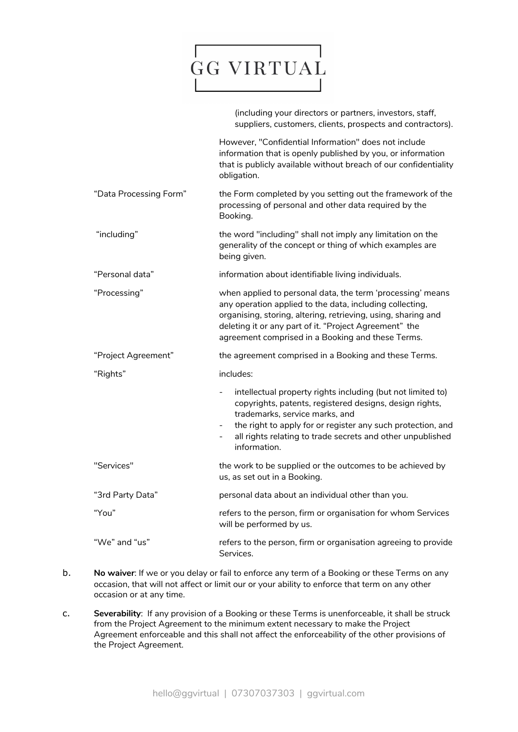| | |
|---|---|
| | (including your directors or partners, investors, staff, suppliers, customers, clients, prospects and contractors). |
| | However, "Confidential Information" does not include information that is openly published by you, or information that is publicly available without breach of our confidentiality obligation. |
| “Data Processing Form” | the Form completed by you setting out the framework of the processing of personal and other data required by the Booking. |
| “including” | the word "including" shall not imply any limitation on the generality of the concept or thing of which examples are being given. |
| “Personal data” | information about identifiable living individuals. |
| “Processing” | when applied to personal data, the term ‘processing’ means any operation applied to the data, including collecting, organising, storing, altering, retrieving, using, sharing and deleting it or any part of it. “Project Agreement” the agreement comprised in a Booking and these Terms. |
| “Project Agreement” | the agreement comprised in a Booking and these Terms. |
| “Rights” | includes:<br>- intellectual property rights including (but not limited to) copyrights, patents, registered designs, design rights, trademarks, service marks, and<br>- the right to apply for or register any such protection, and<br>- all rights relating to trade secrets and other unpublished information. |
| "Services" | the work to be supplied or the outcomes to be achieved by us, as set out in a Booking. |
| “3rd Party Data” | personal data about an individual other than you. |
| “You” | refers to the person, firm or organisation for whom Services will be performed by us. |
| “We” and “us” | refers to the person, firm or organisation agreeing to provide Services. |

b. **No waiver**: If we or you delay or fail to enforce any term of a Booking or these Terms on any occasion, that will not affect or limit our or your ability to enforce that term on any other occasion or at any time.

c. **Severability**: If any provision of a Booking or these Terms is unenforceable, it shall be struck from the Project Agreement to the minimum extent necessary to make the Project Agreement enforceable and this shall not affect the enforceability of the other provisions of the Project Agreement.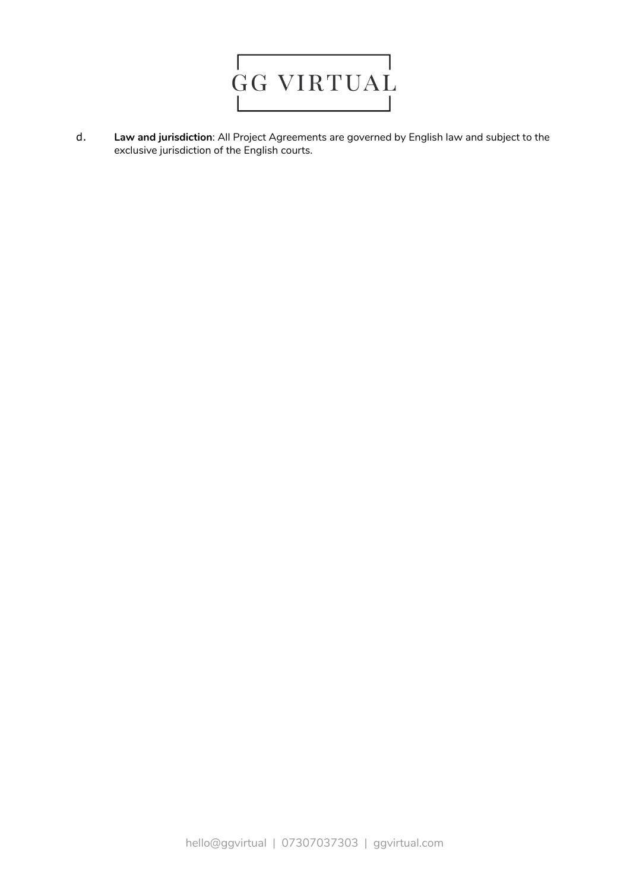d. **Law and jurisdiction**: All Project Agreements are governed by English law and subject to the exclusive jurisdiction of the English courts.